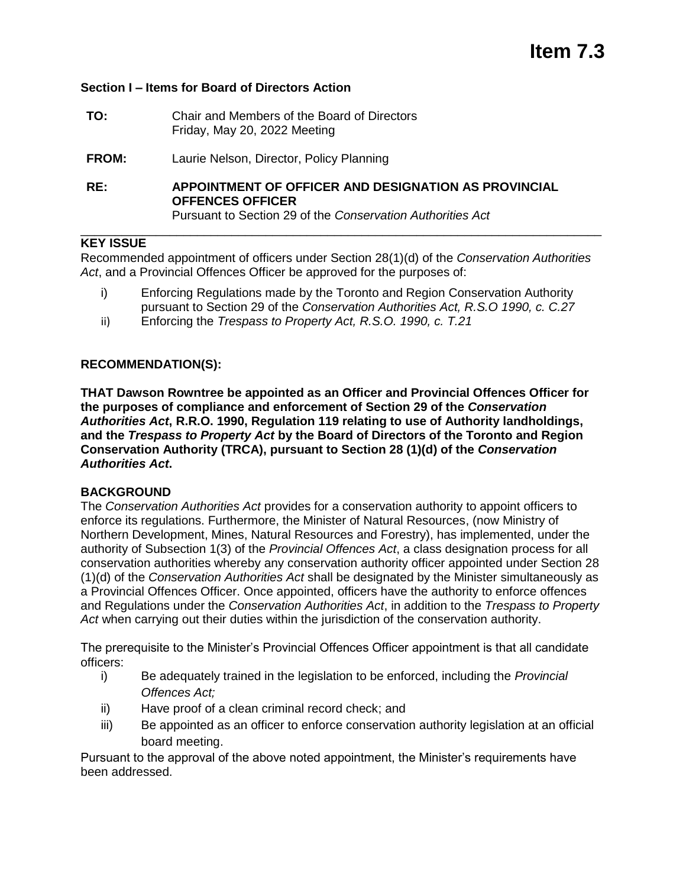# Item 7.3

**Section I – Items for Board of Directors Action**

**TO:** Chair and Members of the Board of Directors
Friday, May 20, 2022 Meeting

**FROM:** Laurie Nelson, Director, Policy Planning

**RE:** **APPOINTMENT OF OFFICER AND DESIGNATION AS PROVINCIAL OFFENCES OFFICER**
Pursuant to Section 29 of the *Conservation Authorities Act*

---

**KEY ISSUE**

Recommended appointment of officers under Section 28(1)(d) of the *Conservation Authorities Act*, and a Provincial Offences Officer be approved for the purposes of:

i) Enforcing Regulations made by the Toronto and Region Conservation Authority pursuant to Section 29 of the *Conservation Authorities Act, R.S.O 1990, c. C.27*
ii) Enforcing the *Trespass to Property Act, R.S.O. 1990, c. T.21*

**RECOMMENDATION(S):**

**THAT Dawson Rowntree be appointed as an Officer and Provincial Offences Officer for the purposes of compliance and enforcement of Section 29 of the *Conservation Authorities Act*, R.R.O. 1990, Regulation 119 relating to use of Authority landholdings, and the *Trespass to Property Act* by the Board of Directors of the Toronto and Region Conservation Authority (TRCA), pursuant to Section 28 (1)(d) of the *Conservation Authorities Act*.**

**BACKGROUND**

The *Conservation Authorities Act* provides for a conservation authority to appoint officers to enforce its regulations. Furthermore, the Minister of Natural Resources, (now Ministry of Northern Development, Mines, Natural Resources and Forestry), has implemented, under the authority of Subsection 1(3) of the *Provincial Offences Act*, a class designation process for all conservation authorities whereby any conservation authority officer appointed under Section 28 (1)(d) of the *Conservation Authorities Act* shall be designated by the Minister simultaneously as a Provincial Offences Officer. Once appointed, officers have the authority to enforce offences and Regulations under the *Conservation Authorities Act*, in addition to the *Trespass to Property Act* when carrying out their duties within the jurisdiction of the conservation authority.

The prerequisite to the Minister's Provincial Offences Officer appointment is that all candidate officers:

i) Be adequately trained in the legislation to be enforced, including the *Provincial Offences Act;*
ii) Have proof of a clean criminal record check; and
iii) Be appointed as an officer to enforce conservation authority legislation at an official board meeting.

Pursuant to the approval of the above noted appointment, the Minister's requirements have been addressed.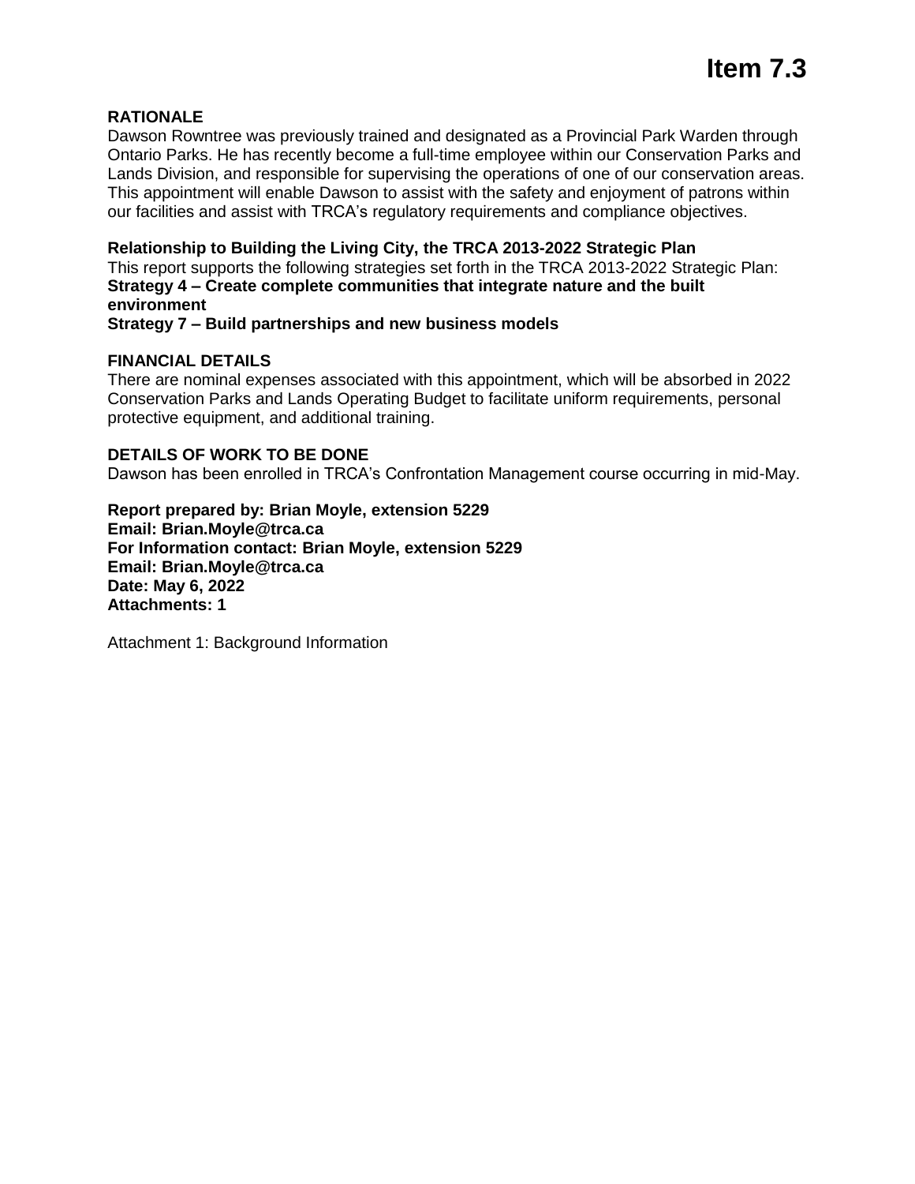# Item 7.3

**RATIONALE**

Dawson Rowntree was previously trained and designated as a Provincial Park Warden through Ontario Parks. He has recently become a full-time employee within our Conservation Parks and Lands Division, and responsible for supervising the operations of one of our conservation areas. This appointment will enable Dawson to assist with the safety and enjoyment of patrons within our facilities and assist with TRCA's regulatory requirements and compliance objectives.

**Relationship to Building the Living City, the TRCA 2013-2022 Strategic Plan**

This report supports the following strategies set forth in the TRCA 2013-2022 Strategic Plan:

**Strategy 4 – Create complete communities that integrate nature and the built environment**

**Strategy 7 – Build partnerships and new business models**

**FINANCIAL DETAILS**

There are nominal expenses associated with this appointment, which will be absorbed in 2022 Conservation Parks and Lands Operating Budget to facilitate uniform requirements, personal protective equipment, and additional training.

**DETAILS OF WORK TO BE DONE**

Dawson has been enrolled in TRCA's Confrontation Management course occurring in mid-May.

**Report prepared by: Brian Moyle, extension 5229**
**Email: Brian.Moyle@trca.ca**
**For Information contact: Brian Moyle, extension 5229**
**Email: Brian.Moyle@trca.ca**
**Date: May 6, 2022**
**Attachments: 1**

Attachment 1: Background Information